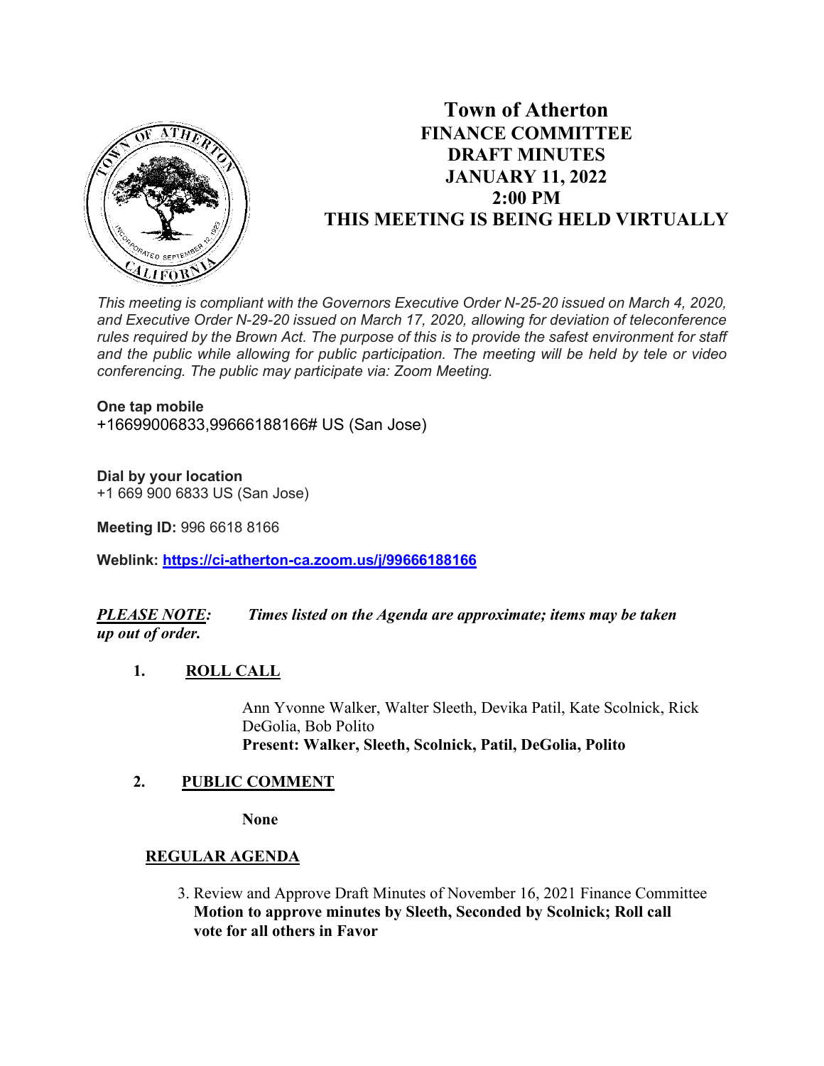# Town of Atherton
## FINANCE COMMITTEE
## DRAFT MINUTES
## JANUARY 11, 2022
## 2:00 PM
## THIS MEETING IS BEING HELD VIRTUALLY

*This meeting is compliant with the Governors Executive Order N-25-20 issued on March 4, 2020, and Executive Order N-29-20 issued on March 17, 2020, allowing for deviation of teleconference rules required by the Brown Act. The purpose of this is to provide the safest environment for staff and the public while allowing for public participation. The meeting will be held by tele or video conferencing. The public may participate via: Zoom Meeting.*

**One tap mobile**
+16699006833,99666188166# US (San Jose)

**Dial by your location**
+1 669 900 6833 US (San Jose)

**Meeting ID:** 996 6618 8166

**Weblink:** https://ci-atherton-ca.zoom.us/j/99666188166

***PLEASE NOTE:*** ***Times listed on the Agenda are approximate; items may be taken up out of order.***

1. **ROLL CALL**

   Ann Yvonne Walker, Walter Sleeth, Devika Patil, Kate Scolnick, Rick DeGolia, Bob Polito
   **Present: Walker, Sleeth, Scolnick, Patil, DeGolia, Polito**

2. **PUBLIC COMMENT**

   **None**

**REGULAR AGENDA**

3. Review and Approve Draft Minutes of November 16, 2021 Finance Committee
   **Motion to approve minutes by Sleeth, Seconded by Scolnick; Roll call vote for all others in Favor**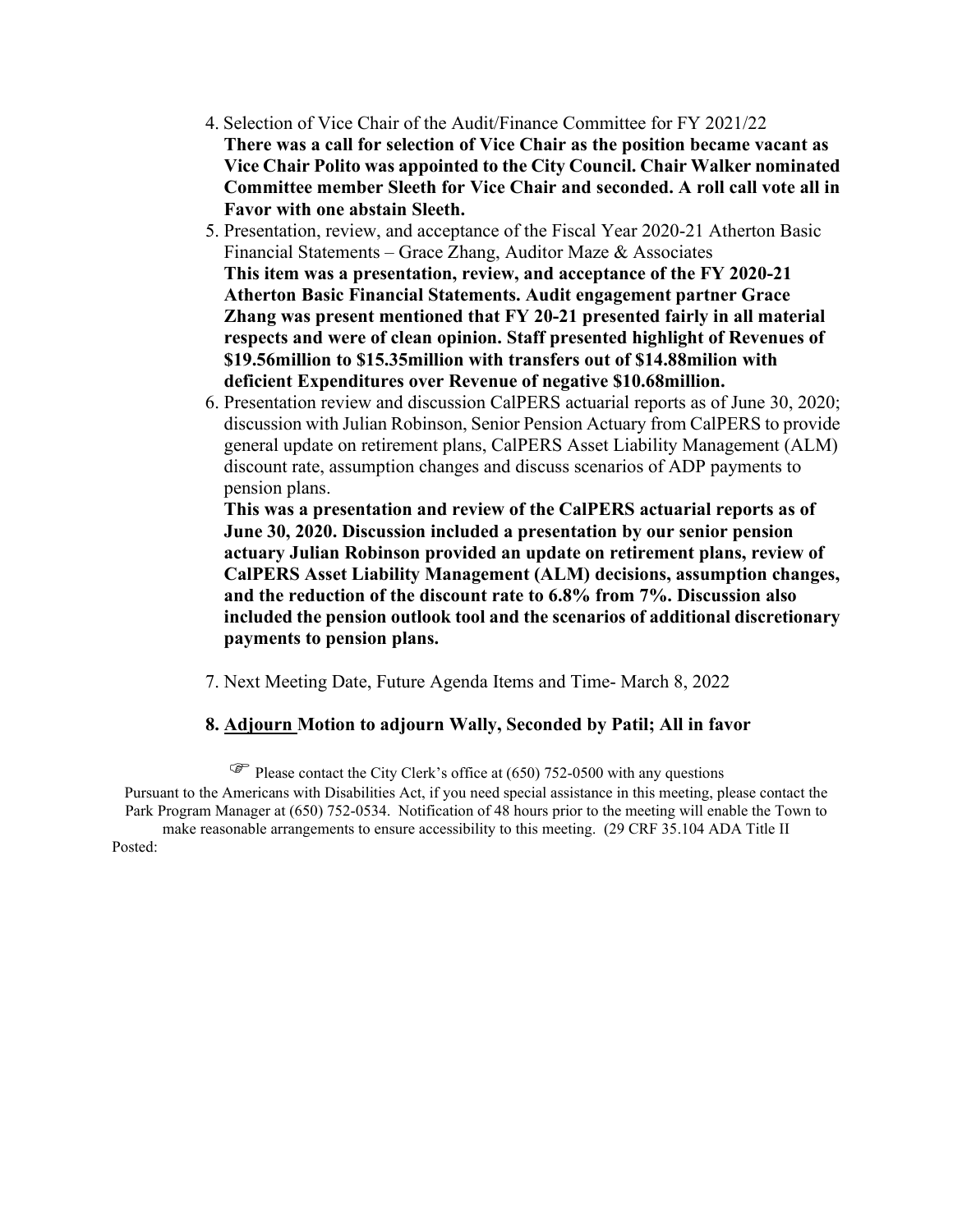4. Selection of Vice Chair of the Audit/Finance Committee for FY 2021/22
   **There was a call for selection of Vice Chair as the position became vacant as Vice Chair Polito was appointed to the City Council. Chair Walker nominated Committee member Sleeth for Vice Chair and seconded. A roll call vote all in Favor with one abstain Sleeth.**
5. Presentation, review, and acceptance of the Fiscal Year 2020-21 Atherton Basic Financial Statements – Grace Zhang, Auditor Maze & Associates
   **This item was a presentation, review, and acceptance of the FY 2020-21 Atherton Basic Financial Statements. Audit engagement partner Grace Zhang was present mentioned that FY 20-21 presented fairly in all material respects and were of clean opinion. Staff presented highlight of Revenues of $19.56million to $15.35million with transfers out of $14.88milion with deficient Expenditures over Revenue of negative $10.68million.**
6. Presentation review and discussion CalPERS actuarial reports as of June 30, 2020; discussion with Julian Robinson, Senior Pension Actuary from CalPERS to provide general update on retirement plans, CalPERS Asset Liability Management (ALM) discount rate, assumption changes and discuss scenarios of ADP payments to pension plans.
   **This was a presentation and review of the CalPERS actuarial reports as of June 30, 2020. Discussion included a presentation by our senior pension actuary Julian Robinson provided an update on retirement plans, review of CalPERS Asset Liability Management (ALM) decisions, assumption changes, and the reduction of the discount rate to 6.8% from 7%. Discussion also included the pension outlook tool and the scenarios of additional discretionary payments to pension plans.**
7. Next Meeting Date, Future Agenda Items and Time- March 8, 2022
8. **Adjourn Motion to adjourn Wally, Seconded by Patil; All in favor**

☞ Please contact the City Clerk's office at (650) 752-0500 with any questions

Pursuant to the Americans with Disabilities Act, if you need special assistance in this meeting, please contact the Park Program Manager at (650) 752-0534. Notification of 48 hours prior to the meeting will enable the Town to make reasonable arrangements to ensure accessibility to this meeting. (29 CRF 35.104 ADA Title II

Posted: